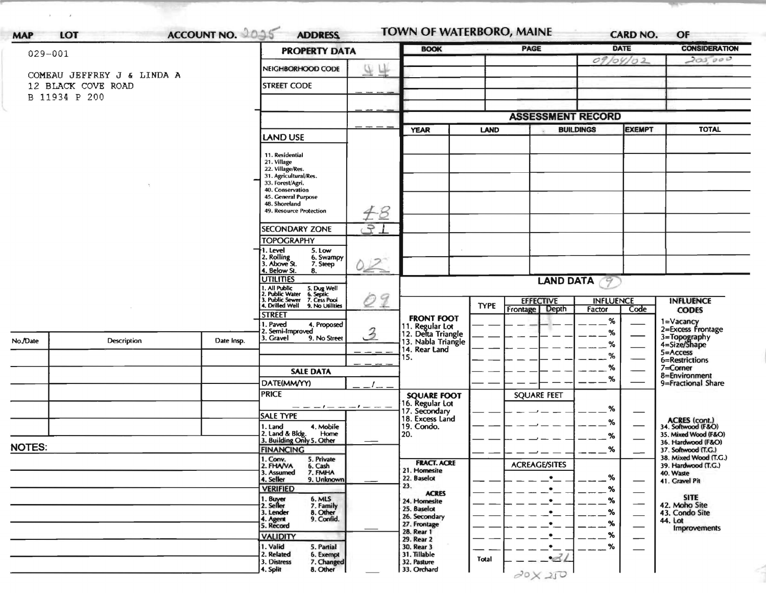# TOWN OF WATERBORO, MAINE

**MAP** **LOT** **ACCOUNT NO.** 2025 **ADDRESS** **CARD NO.** **OF**

029-001

COMEAU JEFFREY J & LINDA A
12 BLACK COVE ROAD
B 11934 P 200

## PROPERTY DATA

| | |
|---|---|
| NEIGHBORHOOD CODE | 44 |
| STREET CODE | |
| LAND USE (11. Residential, 21. Village, 22. Village/Res., 31. Agricultural/Res., 33. Forest/Agri., 40. Conservation, 45. General Purpose, 48. Shoreland, 49. Resource Protection) | 48 |
| SECONDARY ZONE | 31 |
| TOPOGRAPHY (1. Level, 2. Rolling, 3. Above St., 4. Below St., 5. Low, 6. Swampy, 7. Steep, 8.) | 02 |
| UTILITIES (1. All Public, 2. Public Water, 3. Public Sewer, 4. Drilled Well, 5. Dug Well, 6. Septic, 7. Cess Pool, 9. No Utilities) | 09 |
| STREET (1. Paved, 2. Semi-Improved, 3. Gravel, 4. Proposed, 9. No Street) | 3 |

## SALE DATA

| | |
|---|---|
| DATE(MM/YY) | |
| PRICE | |
| SALE TYPE (1. Land, 2. Land & Bldg., 3. Building Only, 4. Mobile Home, 5. Other) | |
| FINANCING (1. Conv., 2. FHA/VA, 3. Assumed, 4. Seller, 5. Private, 6. Cash, 7. FMHA, 9. Unknown) | |
| VERIFIED (1. Buyer, 2. Seller, 3. Lender, 4. Agent, 5. Record, 6. MLS, 7. Family, 8. Other, 9. Confid.) | |
| VALIDITY (1. Valid, 2. Related, 3. Distress, 4. Split, 5. Partial, 6. Exempt, 7. Changed, 8. Other) | |

| BOOK | PAGE | DATE | CONSIDERATION |
|---|---|---|---|
| | | 09/04/02 | 205,000 |

## ASSESSMENT RECORD

| YEAR | LAND | BUILDINGS | EXEMPT | TOTAL |
|---|---|---|---|---|
| | | | | |

## LAND DATA (9)

| | TYPE | EFFECTIVE Frontage | EFFECTIVE Depth | INFLUENCE Factor | INFLUENCE Code |
|---|---|---|---|---|---|
| FRONT FOOT (11. Regular Lot, 12. Delta Triangle, 13. Nabla Triangle, 14. Rear Land, 15.) | | | | % | |
| SQUARE FOOT (16. Regular Lot, 17. Secondary, 18. Excess Land, 19. Condo., 20.) | | SQUARE FEET | | % | |
| FRACT. ACRE (21. Homesite, 22. Baselot, 23.) ACRES (24. Homesite, 25. Baselot, 26. Secondary, 27. Frontage, 28. Rear 1, 29. Rear 2, 30. Rear 3, 31. Tillable, 32. Pasture, 33. Orchard) | | ACREAGE/SITES | | % | |
| | Total | .21 | | | |

20X250

**INFLUENCE CODES**
1=Vacancy
2=Excess Frontage
3=Topography
4=Size/Shape
5=Access
6=Restrictions
7=Corner
8=Environment
9=Fractional Share

**ACRES (cont.)**
34. Softwood (F&O)
35. Mixed Wood (F&O)
36. Hardwood (F&O)
37. Softwood (T.G.)
38. Mixed Wood (T.G.)
39. Hardwood (T.G.)
40. Waste
41. Gravel Pit

**SITE**
42. Moho Site
43. Condo Site
44. Lot Improvements

| No./Date | Description | Date Insp. |
|---|---|---|
| | | |

**NOTES:**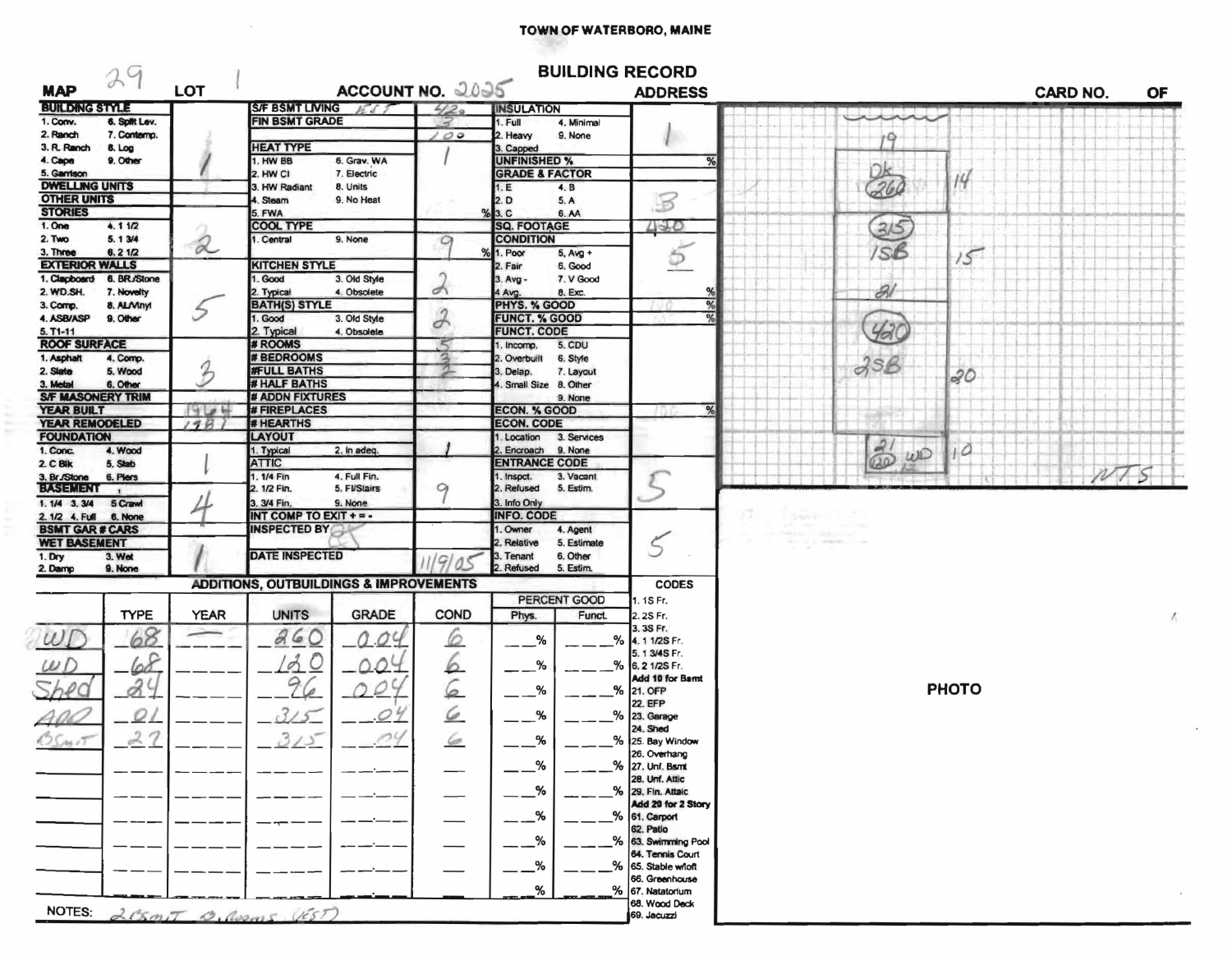TOWN OF WATERBORO, MAINE

# BUILDING RECORD

MAP 29 LOT 1 ACCOUNT NO. 2025 ADDRESS CARD NO. OF

| | | | | | |
|---|---|---|---|---|---|
| **BUILDING STYLE** 1. Conv. 2. Ranch 3. R. Ranch 4. Cape 5. Garrison 6. Split Lev. 7. Contemp. 8. Log 9. Other | 1 | **S/F BSMT LIVING** EST | 420 | **INSULATION** 1. Full 2. Heavy 3. Capped 4. Minimal 9. None | 1 |
| | | **FIN BSMT GRADE** | 3 / 100 | | |
| **DWELLING UNITS** | | **HEAT TYPE** 1. HW BB 2. HW CI 3. HW Radiant 4. Steam 5. FWA 6. Grav. WA 7. Electric 8. Units 9. No Heat | 1 | **UNFINISHED %** | % |
| **OTHER UNITS** | | | % | **GRADE & FACTOR** 1. E 2. D 3. C 4. B 5. A 6. AA | B |
| **STORIES** 1. One 2. Two 3. Three 4. 1 1/2 5. 1 3/4 6. 2 1/2 | 2 | **COOL TYPE** 1. Central 9. None | 9 % | **SQ. FOOTAGE** | 420 |
| | | | | **CONDITION** 1. Poor 2. Fair 3. Avg - 4 Avg. 5. Avg + 6. Good 7. V Good 8. Exc. | 5 |
| **EXTERIOR WALLS** 1. Clapboard 2. WD.SH. 3. Comp. 4. ASB/ASP 5. T1-11 6. BR./Stone 7. Novelty 8. AL/Vinyl 9. Other | 5 | **KITCHEN STYLE** 1. Good 2. Typical 3. Old Style 4. Obsolete | 2 | | % |
| | | **BATH(S) STYLE** 1. Good 2. Typical 3. Old Style 4. Obsolete | 2 | **PHYS. % GOOD** | 100 % |
| | | | | **FUNCT. % GOOD** | % |
| **ROOF SURFACE** 1. Asphalt 2. Slate 3. Metal 4. Comp. 5. Wood 6. Other | 3 | **# ROOMS** | 5 | **FUNCT. CODE** 1. Incomp. 2. Overbuilt 3. Delap. 4. Small Size 5. CDU 6. Style 7. Layout 8. Other 9. None | |
| | | **# BEDROOMS** | 3 | | |
| | | **#FULL BATHS** | 2 | | |
| | | **# HALF BATHS** | | | |
| **S/F MASONERY TRIM** | | **# ADDN FIXTURES** | | | |
| **YEAR BUILT** | 1964 | **# FIREPLACES** | | **ECON. % GOOD** | 100 % |
| **YEAR REMODELED** | 1987 | **# HEARTHS** | | **ECON. CODE** 1. Location 2. Encroach 3. Services 9. None | |
| **FOUNDATION** 1. Conc. 2. C Blk 3. Br./Stone 4. Wood 5. Slab 6. Piers | 1 | **LAYOUT** 1. Typical 2. In adeq. | 1 | | |
| | | **ATTIC** 1. 1/4 Fin 2. 1/2 Fin. 3. 3/4 Fin. 4. Full Fin. 5. Fl/Stairs 9. None | 9 | **ENTRANCE CODE** 1. Inspct. 2. Refused 3. Info Only 3. Vacant 5. Estim. | 5 |
| **BASEMENT** 1. 1/4 2. 1/2 3. 3/4 4. Full 5 Crawl 6. None | 4 | **INT COMP TO EXIT + = -** | | | |
| **BSMT GAR # CARS** | | **INSPECTED BY** BF | | **INFO. CODE** 1. Owner 2. Relative 3. Tenant 2. Refused 4. Agent 5. Estimate 6. Other 5. Estim. | 5 |
| **WET BASEMENT** 1. Dry 2. Damp 3. Wet 9. None | 1 | **DATE INSPECTED** | 11/9/05 | | |

Sketch: Dk 260, 19, 14; 315, 1SB, 15, 21; 420, 2SB, 20; 21, 20, WD, 10; NTS

PHOTO

## ADDITIONS, OUTBUILDINGS & IMPROVEMENTS

| | TYPE | YEAR | UNITS | GRADE | COND | PERCENT GOOD Phys. | Funct. |
|---|---|---|---|---|---|---|---|
| WD | 68 | — | 260 | 0.04 | 6 | % | % |
| WD | 68 | | 120 | 0.04 | 6 | % | % |
| Shed | 24 | | 96 | 0.04 | 6 | % | % |
| ADD | 01 | | 315 | .04 | 6 | % | % |
| BSMT | 27 | | 315 | .04 | 6 | % | % |
| | | | | | | % | % |
| | | | | | | % | % |
| | | | | | | % | % |
| | | | | | | % | % |
| | | | | | | % | % |
| | | | | | | % | % |

**CODES**
1. 1S Fr.
2. 2S Fr.
3. 3S Fr.
4. 1 1/2S Fr.
5. 1 3/4S Fr.
6. 2 1/2S Fr.
Add 10 for Bsmt
21. OFP
22. EFP
23. Garage
24. Shed
25. Bay Window
26. Overhang
27. Unf. Bsmt
28. Unf. Attic
29. Fin. Attaic
Add 20 for 2 Story
61. Carport
62. Patio
63. Swimming Pool
64. Tennis Court
65. Stable w/loft
66. Greenhouse
67. Natatorium
68. Wood Deck
69. Jacuzzi

NOTES: 2 BSMT B. Rooms (EST)